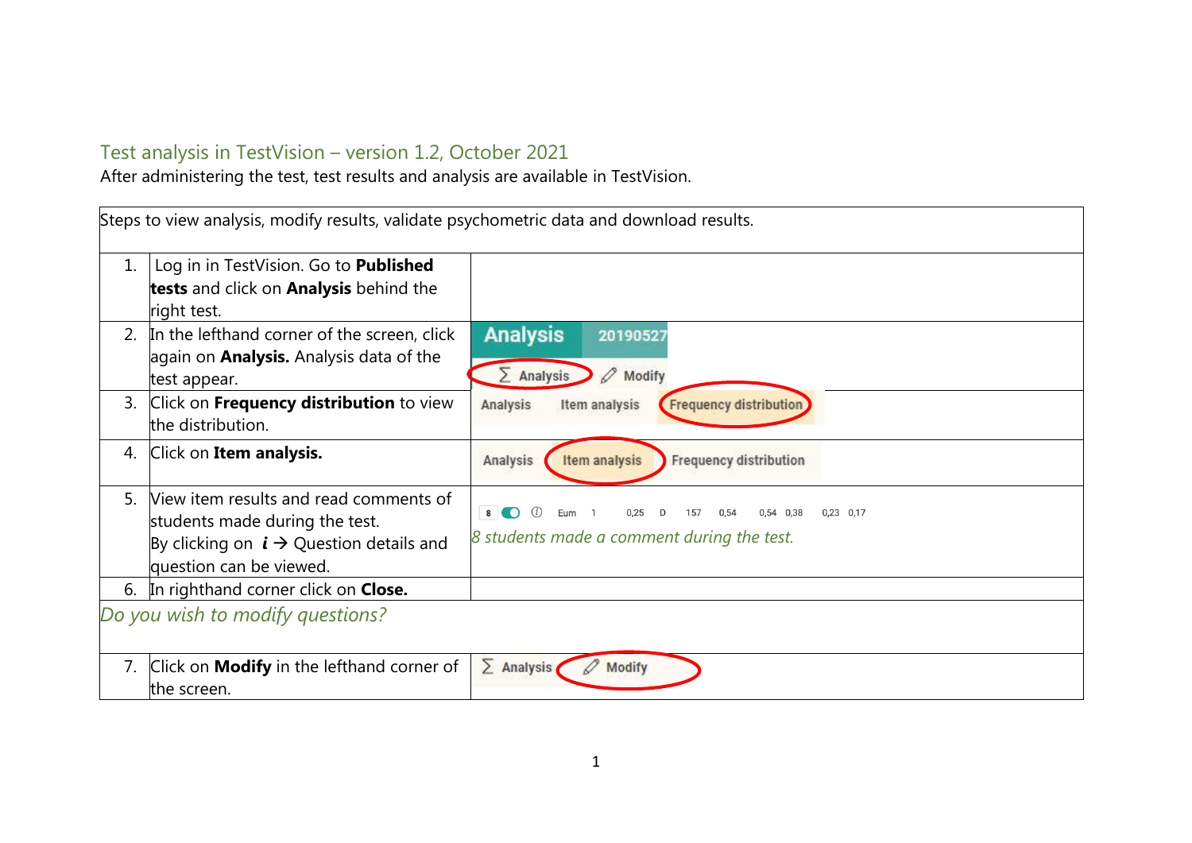## Test analysis in TestVision – version 1.2, October 2021

After administering the test, test results and analysis are available in TestVision.

| | | |
|---|---|---|
| Steps to view analysis, modify results, validate psychometric data and download results. | | |
| 1. | Log in in TestVision. Go to **Published tests** and click on **Analysis** behind the right test. | |
| 2. | In the lefthand corner of the screen, click again on **Analysis.** Analysis data of the test appear. | Analysis 20190527<br>Σ Analysis   Modify |
| 3. | Click on **Frequency distribution** to view the distribution. | Analysis   Item analysis   Frequency distribution |
| 4. | Click on **Item analysis.** | Analysis   Item analysis   Frequency distribution |
| 5. | View item results and read comments of students made during the test.<br>By clicking on ***i*** → Question details and question can be viewed. | 8   ⓘ   Eum   1   0,25   D   157   0,54   0,54   0,38   0,23   0,17<br>*8 students made a comment during the test.* |
| 6. | In righthand corner click on **Close.** | |
| *Do you wish to modify questions?* | | |
| 7. | Click on **Modify** in the lefthand corner of the screen. | Σ Analysis   Modify |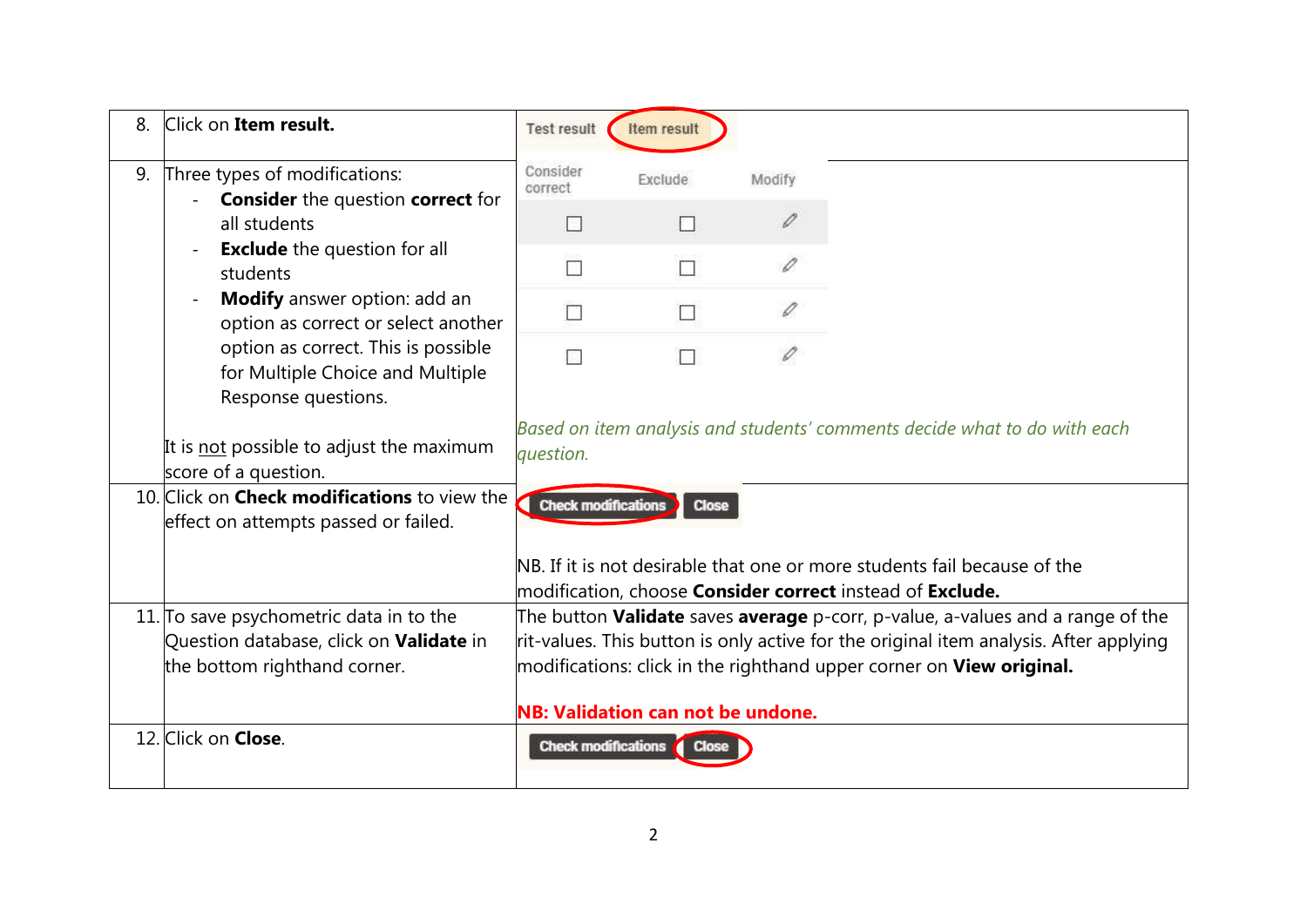| | | |
|---|---|---|
| 8. | Click on **Item result.** | Test result / Item result |
| 9. | Three types of modifications:<br>- **Consider** the question **correct** for all students<br>- **Exclude** the question for all students<br>- **Modify** answer option: add an option as correct or select another option as correct. This is possible for Multiple Choice and Multiple Response questions.<br><br>It is not possible to adjust the maximum score of a question. | Consider correct / Exclude / Modify<br><br>*Based on item analysis and students' comments decide what to do with each question.* |
| 10. | Click on **Check modifications** to view the effect on attempts passed or failed. | Check modifications / Close<br><br>NB. If it is not desirable that one or more students fail because of the modification, choose **Consider correct** instead of **Exclude.** |
| 11. | To save psychometric data in to the Question database, click on **Validate** in the bottom righthand corner. | The button **Validate** saves **average** p-corr, p-value, a-values and a range of the rit-values. This button is only active for the original item analysis. After applying modifications: click in the righthand upper corner on **View original.**<br><br>**NB: Validation can not be undone.** |
| 12. | Click on **Close**. | Check modifications / Close |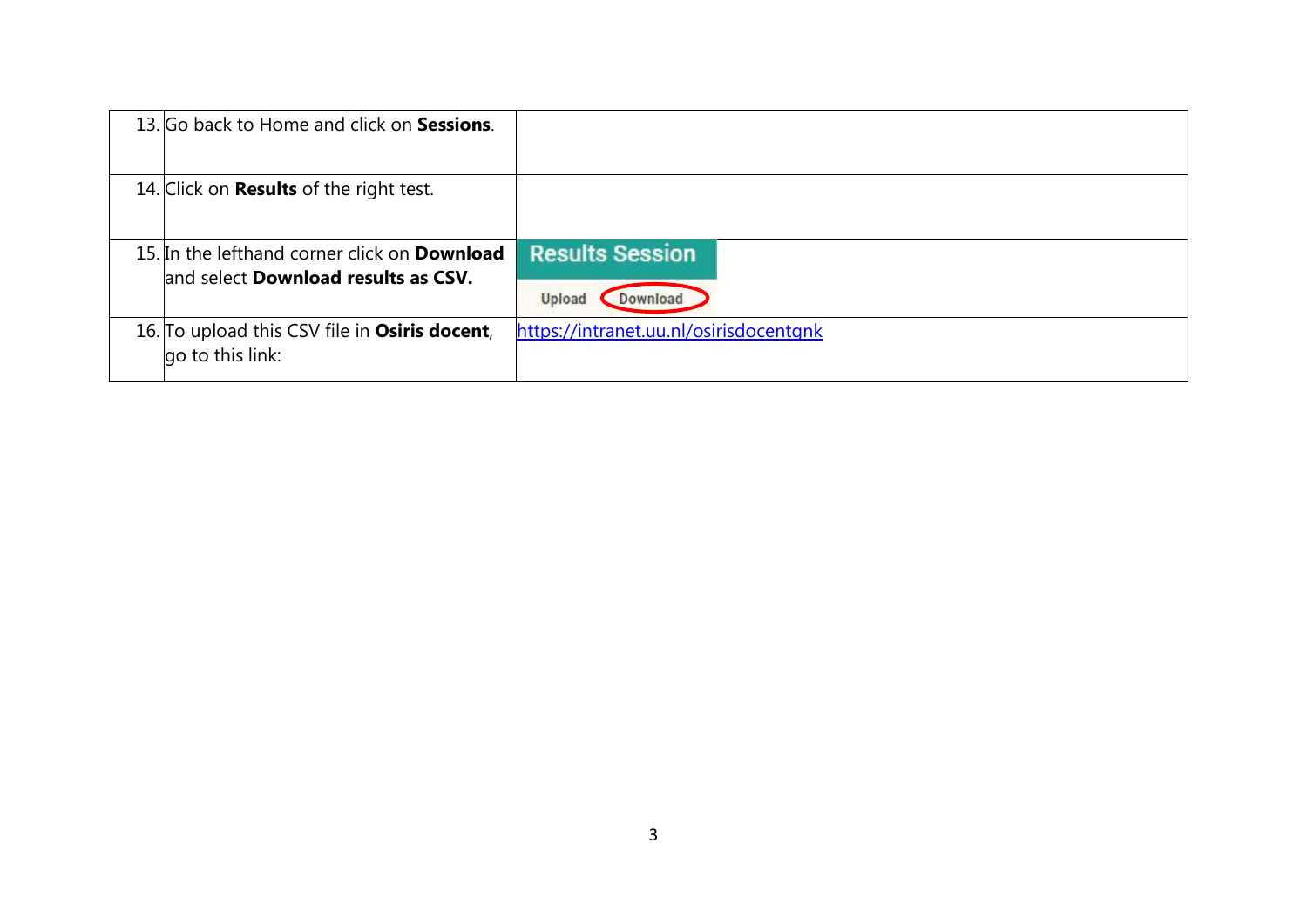| | | |
|---|---|---|
| 13. | Go back to Home and click on **Sessions**. | |
| 14. | Click on **Results** of the right test. | |
| 15. | In the lefthand corner click on **Download** and select **Download results as CSV.** | Results Session<br>Upload Download |
| 16. | To upload this CSV file in **Osiris docent**, go to this link: | https://intranet.uu.nl/osirisdocentgnk |